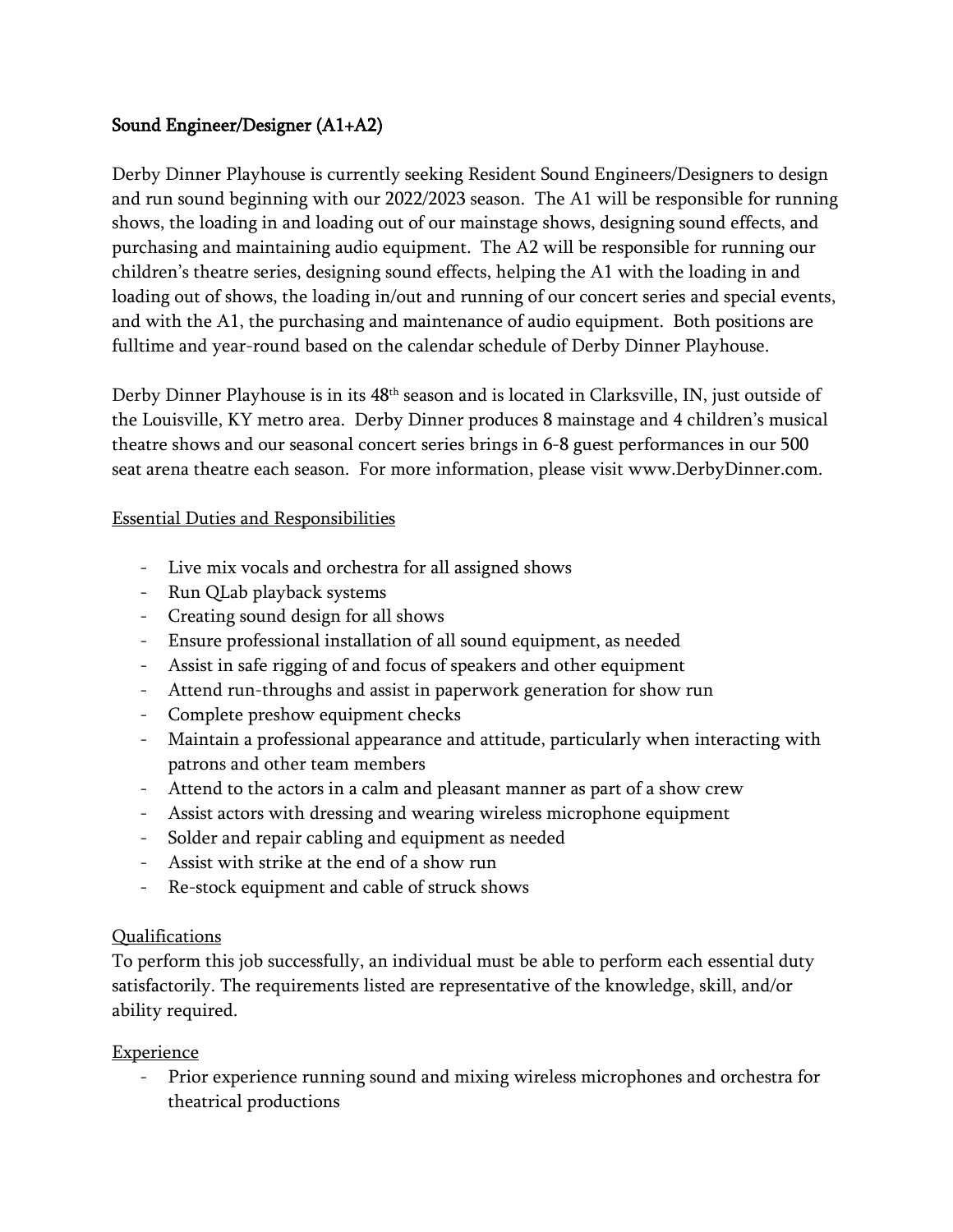# Sound Engineer/Designer (A1+A2)

Derby Dinner Playhouse is currently seeking Resident Sound Engineers/Designers to design and run sound beginning with our 2022/2023 season. The A1 will be responsible for running shows, the loading in and loading out of our mainstage shows, designing sound effects, and purchasing and maintaining audio equipment. The A2 will be responsible for running our children's theatre series, designing sound effects, helping the A1 with the loading in and loading out of shows, the loading in/out and running of our concert series and special events, and with the A1, the purchasing and maintenance of audio equipment. Both positions are fulltime and year-round based on the calendar schedule of Derby Dinner Playhouse.

Derby Dinner Playhouse is in its 48th season and is located in Clarksville, IN, just outside of the Louisville, KY metro area. Derby Dinner produces 8 mainstage and 4 children's musical theatre shows and our seasonal concert series brings in 6-8 guest performances in our 500 seat arena theatre each season. For more information, please visit www.DerbyDinner.com.

## Essential Duties and Responsibilities

- Live mix vocals and orchestra for all assigned shows
- Run QLab playback systems
- Creating sound design for all shows
- Ensure professional installation of all sound equipment, as needed
- Assist in safe rigging of and focus of speakers and other equipment
- Attend run-throughs and assist in paperwork generation for show run
- Complete preshow equipment checks
- Maintain a professional appearance and attitude, particularly when interacting with patrons and other team members
- Attend to the actors in a calm and pleasant manner as part of a show crew
- Assist actors with dressing and wearing wireless microphone equipment
- Solder and repair cabling and equipment as needed
- Assist with strike at the end of a show run
- Re-stock equipment and cable of struck shows

## Qualifications

To perform this job successfully, an individual must be able to perform each essential duty satisfactorily. The requirements listed are representative of the knowledge, skill, and/or ability required.

## Experience

- Prior experience running sound and mixing wireless microphones and orchestra for theatrical productions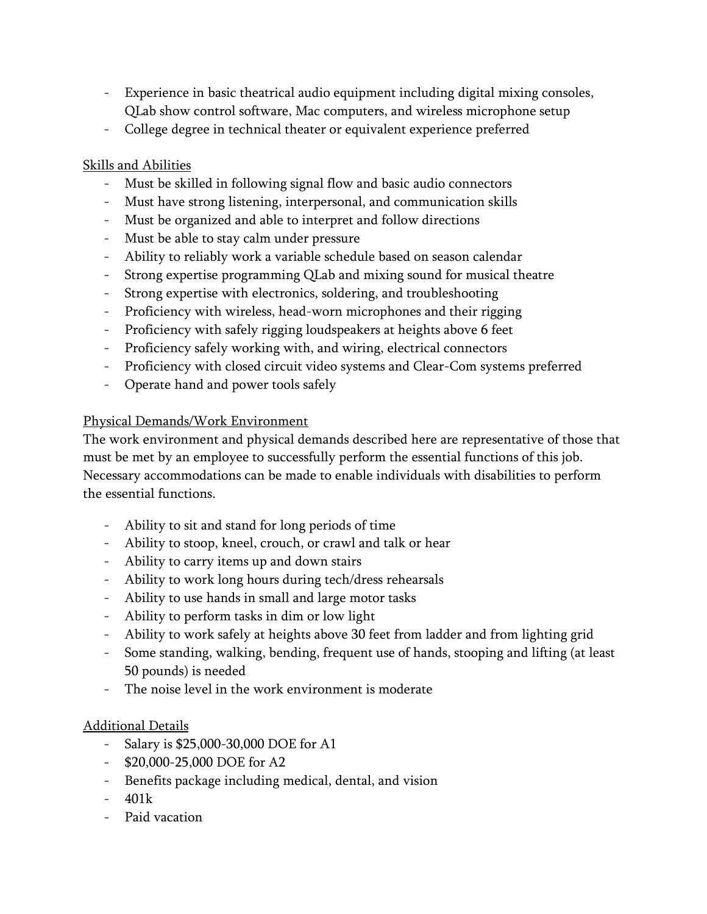- Experience in basic theatrical audio equipment including digital mixing consoles, QLab show control software, Mac computers, and wireless microphone setup
- College degree in technical theater or equivalent experience preferred

<u>Skills and Abilities</u>

- Must be skilled in following signal flow and basic audio connectors
- Must have strong listening, interpersonal, and communication skills
- Must be organized and able to interpret and follow directions
- Must be able to stay calm under pressure
- Ability to reliably work a variable schedule based on season calendar
- Strong expertise programming QLab and mixing sound for musical theatre
- Strong expertise with electronics, soldering, and troubleshooting
- Proficiency with wireless, head-worn microphones and their rigging
- Proficiency with safely rigging loudspeakers at heights above 6 feet
- Proficiency safely working with, and wiring, electrical connectors
- Proficiency with closed circuit video systems and Clear-Com systems preferred
- Operate hand and power tools safely

<u>Physical Demands/Work Environment</u>

The work environment and physical demands described here are representative of those that must be met by an employee to successfully perform the essential functions of this job. Necessary accommodations can be made to enable individuals with disabilities to perform the essential functions.

- Ability to sit and stand for long periods of time
- Ability to stoop, kneel, crouch, or crawl and talk or hear
- Ability to carry items up and down stairs
- Ability to work long hours during tech/dress rehearsals
- Ability to use hands in small and large motor tasks
- Ability to perform tasks in dim or low light
- Ability to work safely at heights above 30 feet from ladder and from lighting grid
- Some standing, walking, bending, frequent use of hands, stooping and lifting (at least 50 pounds) is needed
- The noise level in the work environment is moderate

<u>Additional Details</u>

- Salary is $25,000-30,000 DOE for A1
- $20,000-25,000 DOE for A2
- Benefits package including medical, dental, and vision
- 401k
- Paid vacation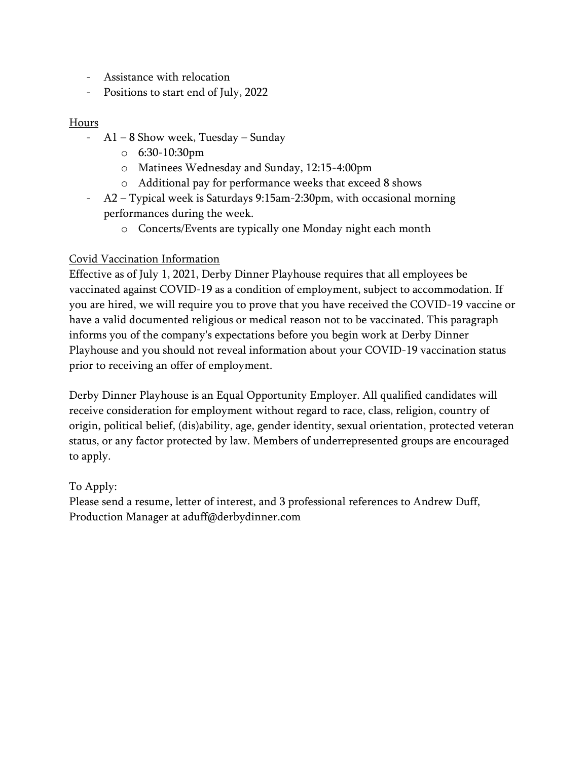- Assistance with relocation
- Positions to start end of July, 2022

Hours

- A1 – 8 Show week, Tuesday – Sunday
  - 6:30-10:30pm
  - Matinees Wednesday and Sunday, 12:15-4:00pm
  - Additional pay for performance weeks that exceed 8 shows
- A2 – Typical week is Saturdays 9:15am-2:30pm, with occasional morning performances during the week.
  - Concerts/Events are typically one Monday night each month

Covid Vaccination Information

Effective as of July 1, 2021, Derby Dinner Playhouse requires that all employees be vaccinated against COVID-19 as a condition of employment, subject to accommodation. If you are hired, we will require you to prove that you have received the COVID-19 vaccine or have a valid documented religious or medical reason not to be vaccinated. This paragraph informs you of the company's expectations before you begin work at Derby Dinner Playhouse and you should not reveal information about your COVID-19 vaccination status prior to receiving an offer of employment.

Derby Dinner Playhouse is an Equal Opportunity Employer. All qualified candidates will receive consideration for employment without regard to race, class, religion, country of origin, political belief, (dis)ability, age, gender identity, sexual orientation, protected veteran status, or any factor protected by law. Members of underrepresented groups are encouraged to apply.

To Apply:

Please send a resume, letter of interest, and 3 professional references to Andrew Duff, Production Manager at aduff@derbydinner.com